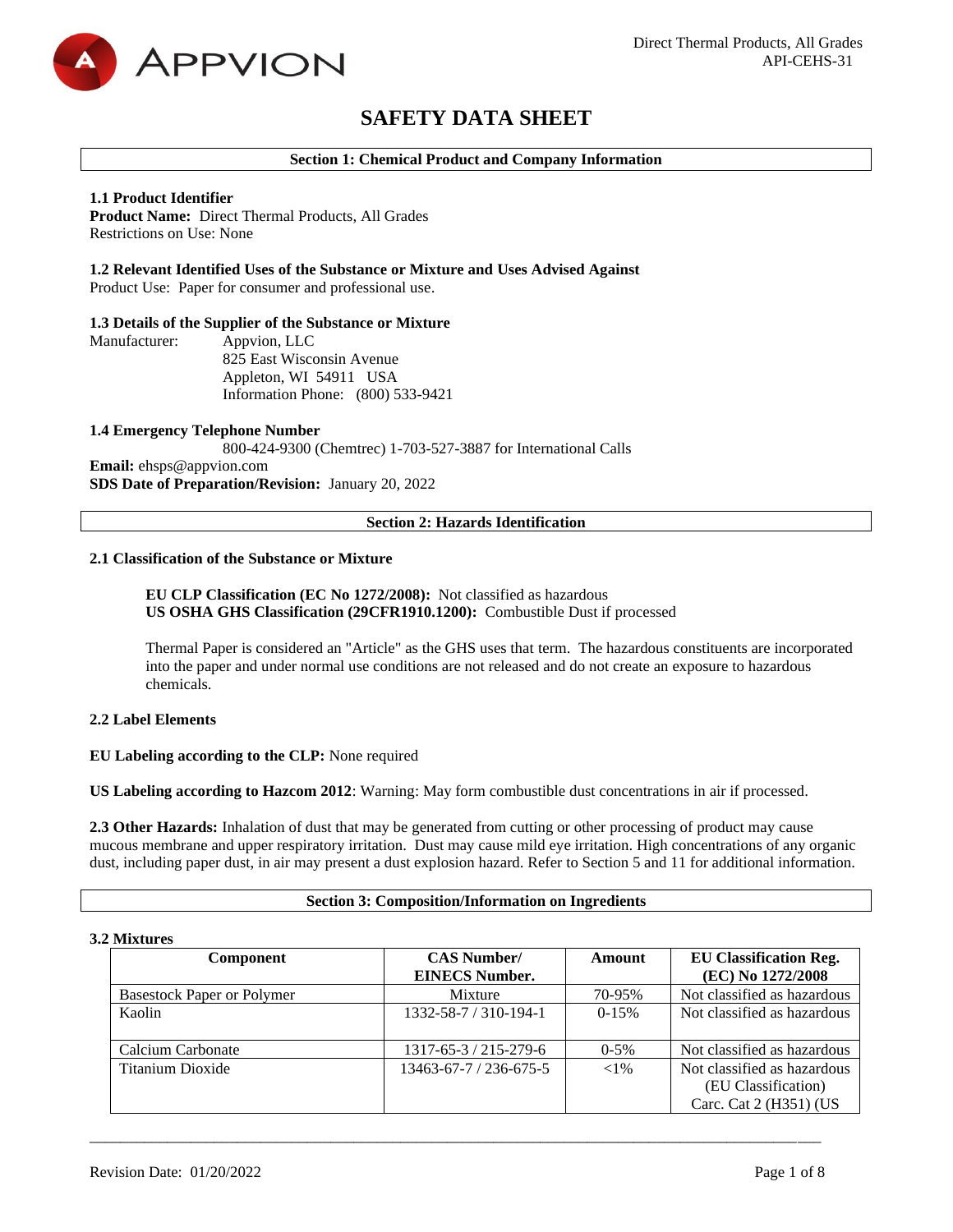# SAFETY DATA SHEET

## Section 1: Chemical Product and Company Information

**1.1 Product Identifier**
**Product Name:** Direct Thermal Products, All Grades
Restrictions on Use: None

**1.2 Relevant Identified Uses of the Substance or Mixture and Uses Advised Against**
Product Use: Paper for consumer and professional use.

**1.3 Details of the Supplier of the Substance or Mixture**
Manufacturer: Appvion, LLC
825 East Wisconsin Avenue
Appleton, WI 54911 USA
Information Phone: (800) 533-9421

**1.4 Emergency Telephone Number**
800-424-9300 (Chemtrec) 1-703-527-3887 for International Calls
**Email:** ehsps@appvion.com
**SDS Date of Preparation/Revision:** January 20, 2022

## Section 2: Hazards Identification

**2.1 Classification of the Substance or Mixture**

**EU CLP Classification (EC No 1272/2008):** Not classified as hazardous
**US OSHA GHS Classification (29CFR1910.1200):** Combustible Dust if processed

Thermal Paper is considered an "Article" as the GHS uses that term. The hazardous constituents are incorporated into the paper and under normal use conditions are not released and do not create an exposure to hazardous chemicals.

**2.2 Label Elements**

**EU Labeling according to the CLP:** None required

**US Labeling according to Hazcom 2012**: Warning: May form combustible dust concentrations in air if processed.

**2.3 Other Hazards:** Inhalation of dust that may be generated from cutting or other processing of product may cause mucous membrane and upper respiratory irritation. Dust may cause mild eye irritation. High concentrations of any organic dust, including paper dust, in air may present a dust explosion hazard. Refer to Section 5 and 11 for additional information.

## Section 3: Composition/Information on Ingredients

**3.2 Mixtures**

| Component | CAS Number/ EINECS Number. | Amount | EU Classification Reg. (EC) No 1272/2008 |
|---|---|---|---|
| Basestock Paper or Polymer | Mixture | 70-95% | Not classified as hazardous |
| Kaolin | 1332-58-7 / 310-194-1 | 0-15% | Not classified as hazardous |
| Calcium Carbonate | 1317-65-3 / 215-279-6 | 0-5% | Not classified as hazardous |
| Titanium Dioxide | 13463-67-7 / 236-675-5 | <1% | Not classified as hazardous (EU Classification) Carc. Cat 2 (H351) (US |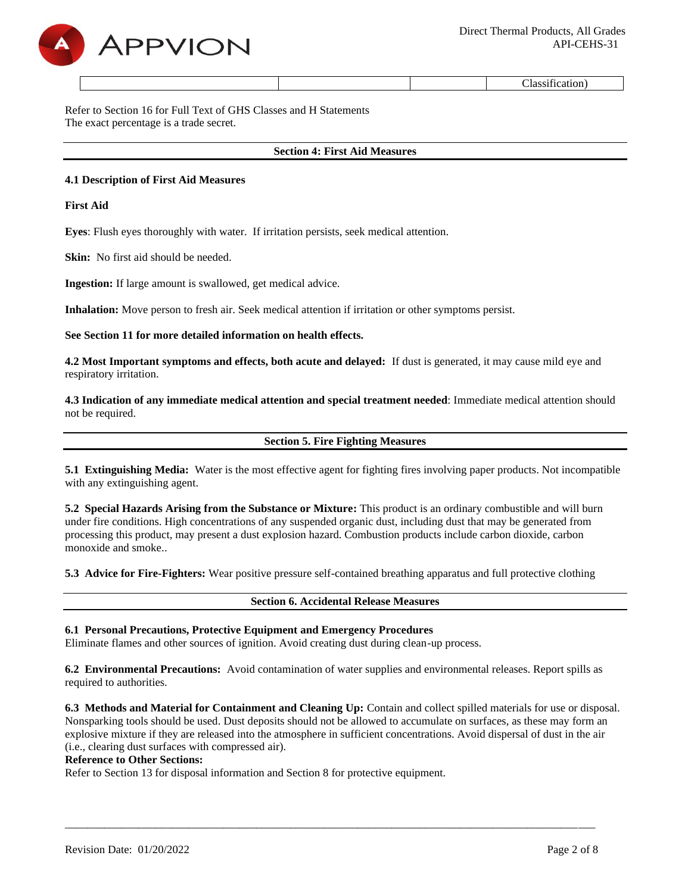| | | | Classification) |
|---|---|---|---|

Refer to Section 16 for Full Text of GHS Classes and H Statements
The exact percentage is a trade secret.

## Section 4: First Aid Measures

**4.1 Description of First Aid Measures**

**First Aid**

**Eyes**: Flush eyes thoroughly with water. If irritation persists, seek medical attention.

**Skin:** No first aid should be needed.

**Ingestion:** If large amount is swallowed, get medical advice.

**Inhalation:** Move person to fresh air. Seek medical attention if irritation or other symptoms persist.

**See Section 11 for more detailed information on health effects.**

**4.2 Most Important symptoms and effects, both acute and delayed:** If dust is generated, it may cause mild eye and respiratory irritation.

**4.3 Indication of any immediate medical attention and special treatment needed**: Immediate medical attention should not be required.

## Section 5. Fire Fighting Measures

**5.1 Extinguishing Media:** Water is the most effective agent for fighting fires involving paper products. Not incompatible with any extinguishing agent.

**5.2 Special Hazards Arising from the Substance or Mixture:** This product is an ordinary combustible and will burn under fire conditions. High concentrations of any suspended organic dust, including dust that may be generated from processing this product, may present a dust explosion hazard. Combustion products include carbon dioxide, carbon monoxide and smoke..

**5.3 Advice for Fire-Fighters:** Wear positive pressure self-contained breathing apparatus and full protective clothing

## Section 6. Accidental Release Measures

**6.1 Personal Precautions, Protective Equipment and Emergency Procedures**
Eliminate flames and other sources of ignition. Avoid creating dust during clean-up process.

**6.2 Environmental Precautions:** Avoid contamination of water supplies and environmental releases. Report spills as required to authorities.

**6.3 Methods and Material for Containment and Cleaning Up:** Contain and collect spilled materials for use or disposal. Nonsparking tools should be used. Dust deposits should not be allowed to accumulate on surfaces, as these may form an explosive mixture if they are released into the atmosphere in sufficient concentrations. Avoid dispersal of dust in the air (i.e., clearing dust surfaces with compressed air).

**Reference to Other Sections:**
Refer to Section 13 for disposal information and Section 8 for protective equipment.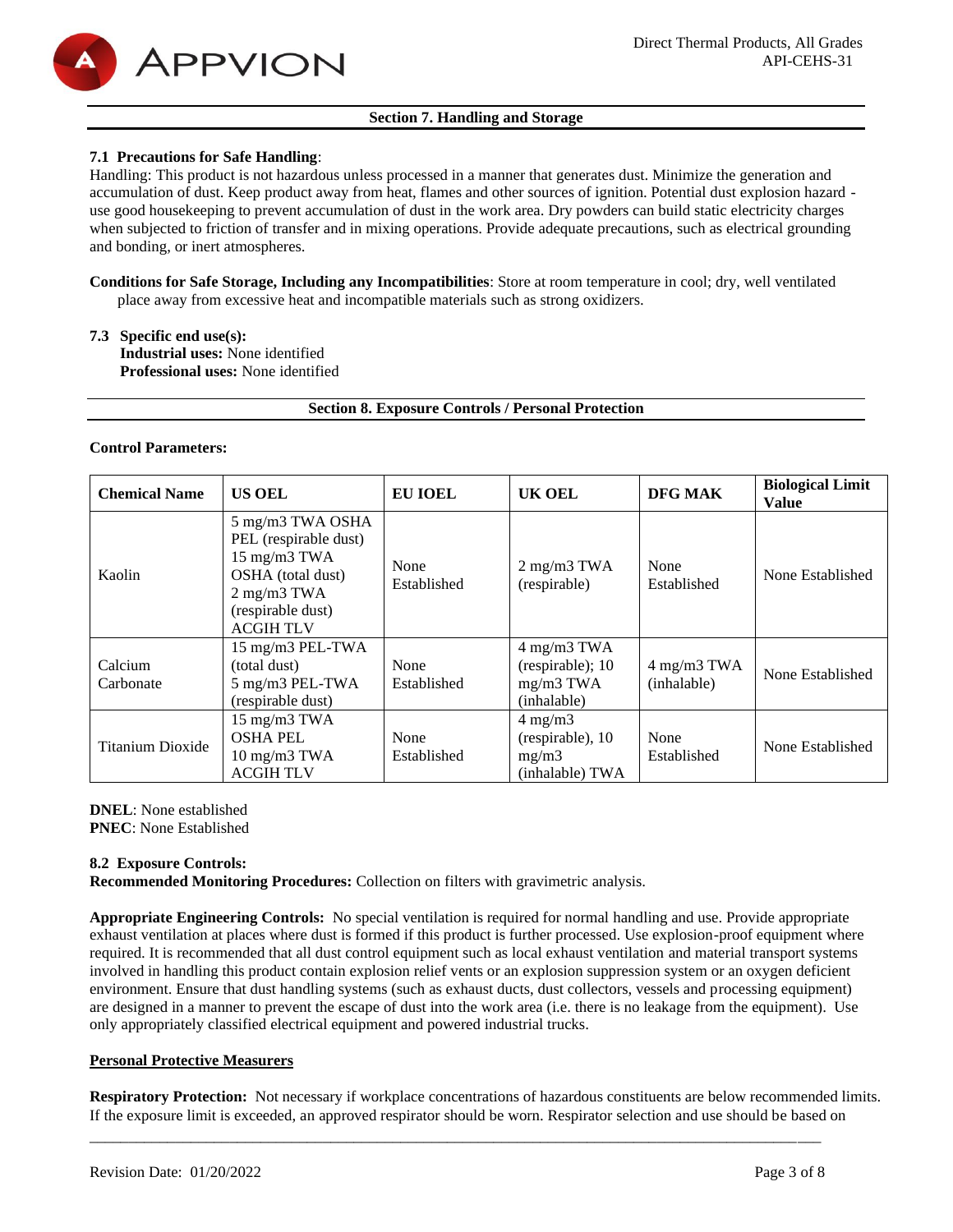## Section 7. Handling and Storage

**7.1 Precautions for Safe Handling**:
Handling: This product is not hazardous unless processed in a manner that generates dust. Minimize the generation and accumulation of dust. Keep product away from heat, flames and other sources of ignition. Potential dust explosion hazard - use good housekeeping to prevent accumulation of dust in the work area. Dry powders can build static electricity charges when subjected to friction of transfer and in mixing operations. Provide adequate precautions, such as electrical grounding and bonding, or inert atmospheres.

**Conditions for Safe Storage, Including any Incompatibilities**: Store at room temperature in cool; dry, well ventilated place away from excessive heat and incompatible materials such as strong oxidizers.

**7.3 Specific end use(s):**
**Industrial uses:** None identified
**Professional uses:** None identified

## Section 8. Exposure Controls / Personal Protection

**Control Parameters:**

| Chemical Name | US OEL | EU IOEL | UK OEL | DFG MAK | Biological Limit Value |
|---|---|---|---|---|---|
| Kaolin | 5 mg/m3 TWA OSHA PEL (respirable dust) 15 mg/m3 TWA OSHA (total dust) 2 mg/m3 TWA (respirable dust) ACGIH TLV | None Established | 2 mg/m3 TWA (respirable) | None Established | None Established |
| Calcium Carbonate | 15 mg/m3 PEL-TWA (total dust) 5 mg/m3 PEL-TWA (respirable dust) | None Established | 4 mg/m3 TWA (respirable); 10 mg/m3 TWA (inhalable) | 4 mg/m3 TWA (inhalable) | None Established |
| Titanium Dioxide | 15 mg/m3 TWA OSHA PEL 10 mg/m3 TWA ACGIH TLV | None Established | 4 mg/m3 (respirable), 10 mg/m3 (inhalable) TWA | None Established | None Established |

**DNEL**: None established
**PNEC**: None Established

**8.2 Exposure Controls:**
**Recommended Monitoring Procedures:** Collection on filters with gravimetric analysis.

**Appropriate Engineering Controls:** No special ventilation is required for normal handling and use. Provide appropriate exhaust ventilation at places where dust is formed if this product is further processed. Use explosion-proof equipment where required. It is recommended that all dust control equipment such as local exhaust ventilation and material transport systems involved in handling this product contain explosion relief vents or an explosion suppression system or an oxygen deficient environment. Ensure that dust handling systems (such as exhaust ducts, dust collectors, vessels and processing equipment) are designed in a manner to prevent the escape of dust into the work area (i.e. there is no leakage from the equipment). Use only appropriately classified electrical equipment and powered industrial trucks.

**Personal Protective Measurers**

**Respiratory Protection:** Not necessary if workplace concentrations of hazardous constituents are below recommended limits. If the exposure limit is exceeded, an approved respirator should be worn. Respirator selection and use should be based on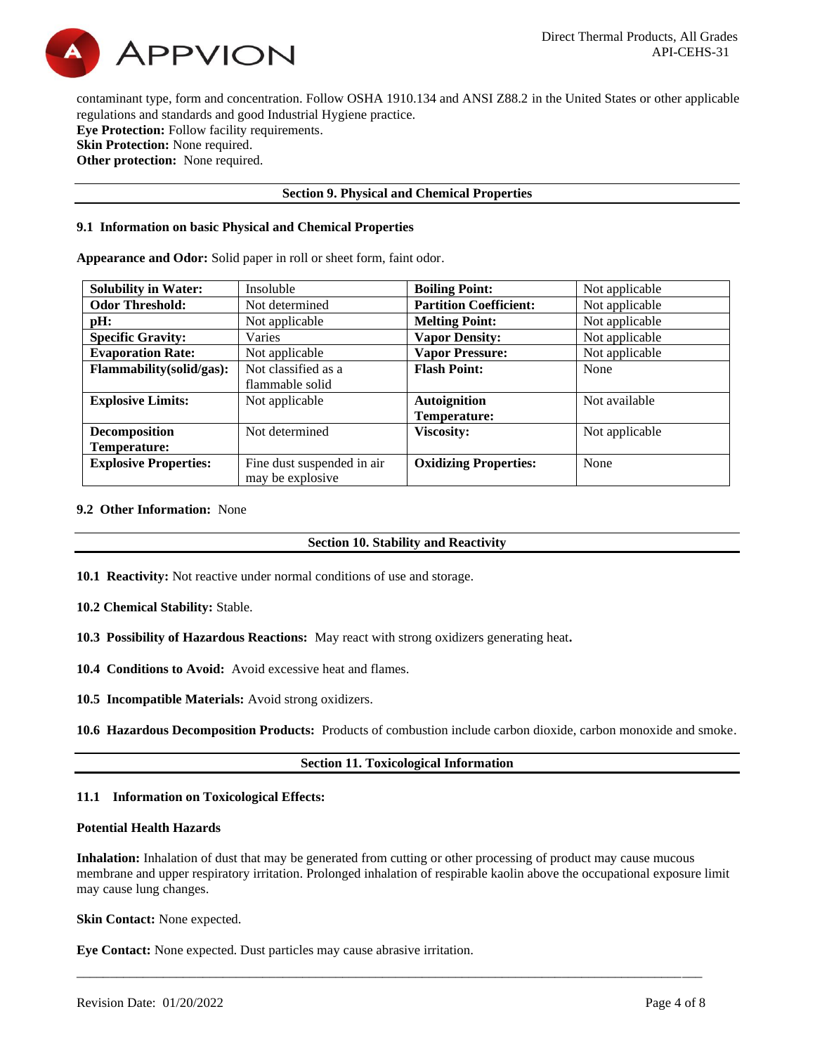contaminant type, form and concentration. Follow OSHA 1910.134 and ANSI Z88.2 in the United States or other applicable regulations and standards and good Industrial Hygiene practice.
**Eye Protection:** Follow facility requirements.
**Skin Protection:** None required.
**Other protection:** None required.

## Section 9. Physical and Chemical Properties

### 9.1 Information on basic Physical and Chemical Properties

**Appearance and Odor:** Solid paper in roll or sheet form, faint odor.

| | | | |
|---|---|---|---|
| **Solubility in Water:** | Insoluble | **Boiling Point:** | Not applicable |
| **Odor Threshold:** | Not determined | **Partition Coefficient:** | Not applicable |
| **pH:** | Not applicable | **Melting Point:** | Not applicable |
| **Specific Gravity:** | Varies | **Vapor Density:** | Not applicable |
| **Evaporation Rate:** | Not applicable | **Vapor Pressure:** | Not applicable |
| **Flammability(solid/gas):** | Not classified as a flammable solid | **Flash Point:** | None |
| **Explosive Limits:** | Not applicable | **Autoignition Temperature:** | Not available |
| **Decomposition Temperature:** | Not determined | **Viscosity:** | Not applicable |
| **Explosive Properties:** | Fine dust suspended in air may be explosive | **Oxidizing Properties:** | None |

### 9.2 Other Information: None

## Section 10. Stability and Reactivity

**10.1 Reactivity:** Not reactive under normal conditions of use and storage.

**10.2 Chemical Stability:** Stable.

**10.3 Possibility of Hazardous Reactions:** May react with strong oxidizers generating heat.

**10.4 Conditions to Avoid:** Avoid excessive heat and flames.

**10.5 Incompatible Materials:** Avoid strong oxidizers.

**10.6 Hazardous Decomposition Products:** Products of combustion include carbon dioxide, carbon monoxide and smoke.

## Section 11. Toxicological Information

### 11.1 Information on Toxicological Effects:

**Potential Health Hazards**

**Inhalation:** Inhalation of dust that may be generated from cutting or other processing of product may cause mucous membrane and upper respiratory irritation. Prolonged inhalation of respirable kaolin above the occupational exposure limit may cause lung changes.

**Skin Contact:** None expected.

**Eye Contact:** None expected. Dust particles may cause abrasive irritation.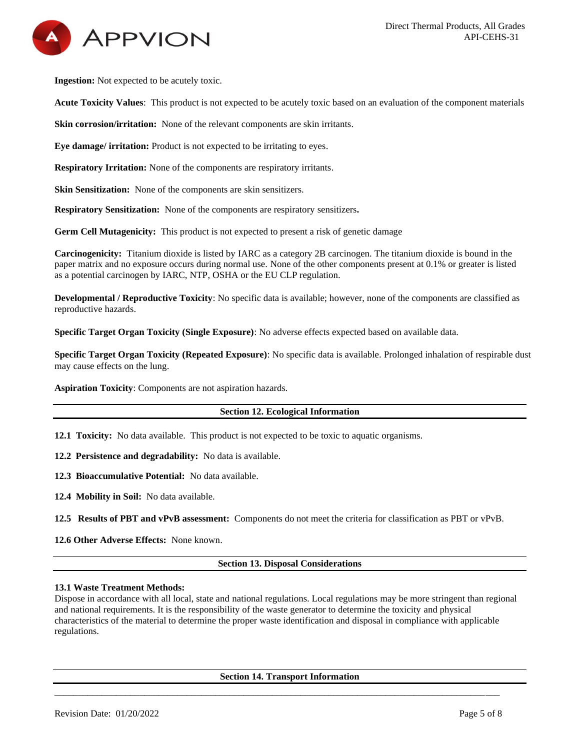**Ingestion:** Not expected to be acutely toxic.

**Acute Toxicity Values**: This product is not expected to be acutely toxic based on an evaluation of the component materials

**Skin corrosion/irritation:** None of the relevant components are skin irritants.

**Eye damage/ irritation:** Product is not expected to be irritating to eyes.

**Respiratory Irritation:** None of the components are respiratory irritants.

**Skin Sensitization:** None of the components are skin sensitizers.

**Respiratory Sensitization:** None of the components are respiratory sensitizers**.**

**Germ Cell Mutagenicity:** This product is not expected to present a risk of genetic damage

**Carcinogenicity:** Titanium dioxide is listed by IARC as a category 2B carcinogen. The titanium dioxide is bound in the paper matrix and no exposure occurs during normal use. None of the other components present at 0.1% or greater is listed as a potential carcinogen by IARC, NTP, OSHA or the EU CLP regulation.

**Developmental / Reproductive Toxicity**: No specific data is available; however, none of the components are classified as reproductive hazards.

**Specific Target Organ Toxicity (Single Exposure)**: No adverse effects expected based on available data.

**Specific Target Organ Toxicity (Repeated Exposure)**: No specific data is available. Prolonged inhalation of respirable dust may cause effects on the lung.

**Aspiration Toxicity**: Components are not aspiration hazards.

## Section 12. Ecological Information

**12.1 Toxicity:** No data available. This product is not expected to be toxic to aquatic organisms.

**12.2 Persistence and degradability:** No data is available.

**12.3 Bioaccumulative Potential:** No data available.

**12.4 Mobility in Soil:** No data available.

**12.5 Results of PBT and vPvB assessment:** Components do not meet the criteria for classification as PBT or vPvB.

**12.6 Other Adverse Effects:** None known.

## Section 13. Disposal Considerations

**13.1 Waste Treatment Methods:**
Dispose in accordance with all local, state and national regulations. Local regulations may be more stringent than regional and national requirements. It is the responsibility of the waste generator to determine the toxicity and physical characteristics of the material to determine the proper waste identification and disposal in compliance with applicable regulations.

## Section 14. Transport Information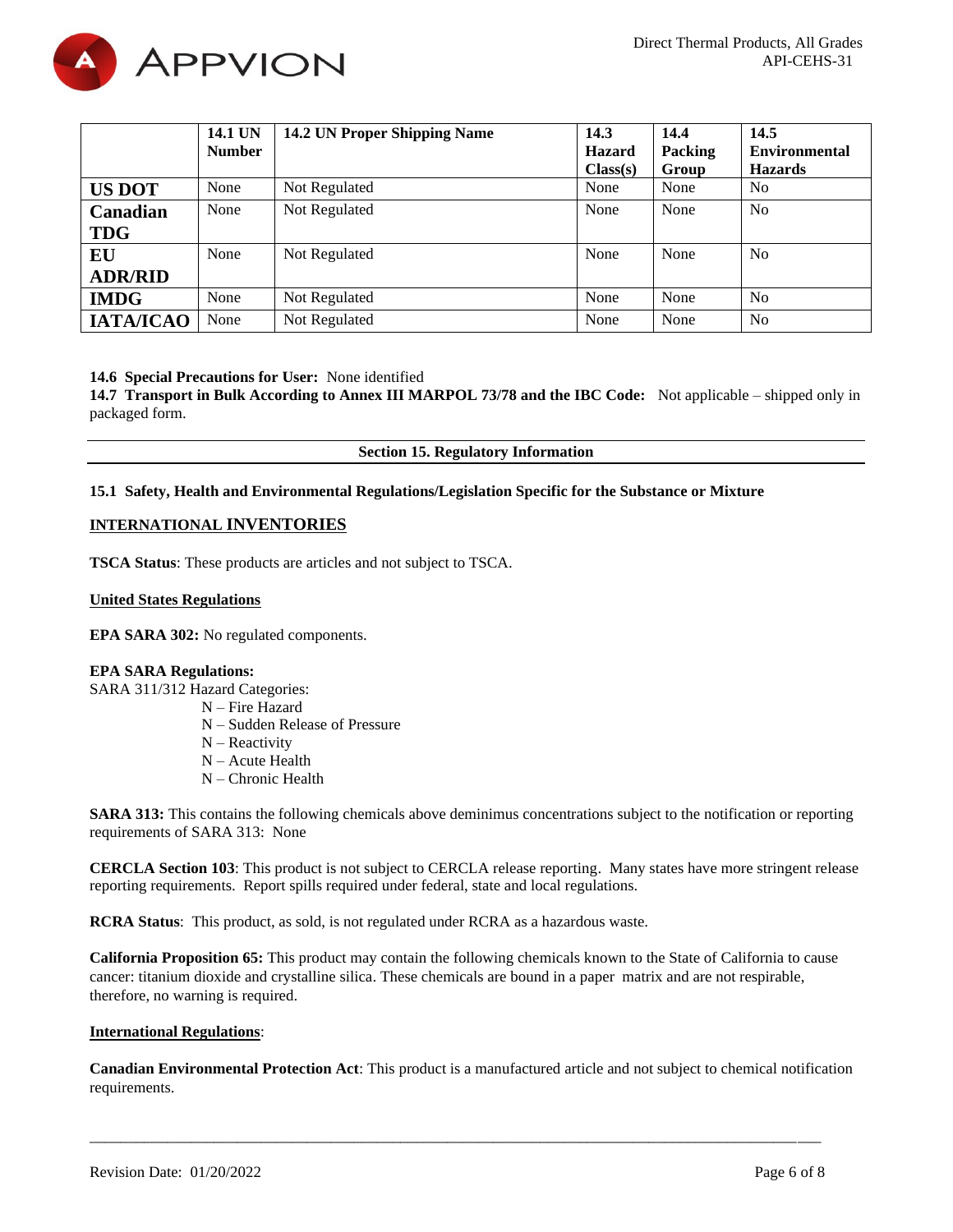| | 14.1 UN Number | 14.2 UN Proper Shipping Name | 14.3 Hazard Class(s) | 14.4 Packing Group | 14.5 Environmental Hazards |
|---|---|---|---|---|---|
| **US DOT** | None | Not Regulated | None | None | No |
| **Canadian TDG** | None | Not Regulated | None | None | No |
| **EU ADR/RID** | None | Not Regulated | None | None | No |
| **IMDG** | None | Not Regulated | None | None | No |
| **IATA/ICAO** | None | Not Regulated | None | None | No |

**14.6 Special Precautions for User:** None identified
**14.7 Transport in Bulk According to Annex III MARPOL 73/78 and the IBC Code:** Not applicable – shipped only in packaged form.

## Section 15. Regulatory Information

**15.1 Safety, Health and Environmental Regulations/Legislation Specific for the Substance or Mixture**

**INTERNATIONAL INVENTORIES**

**TSCA Status**: These products are articles and not subject to TSCA.

**United States Regulations**

**EPA SARA 302:** No regulated components.

**EPA SARA Regulations:**
SARA 311/312 Hazard Categories:

N – Fire Hazard
N – Sudden Release of Pressure
N – Reactivity
N – Acute Health
N – Chronic Health

**SARA 313:** This contains the following chemicals above deminimus concentrations subject to the notification or reporting requirements of SARA 313: None

**CERCLA Section 103**: This product is not subject to CERCLA release reporting. Many states have more stringent release reporting requirements. Report spills required under federal, state and local regulations.

**RCRA Status**: This product, as sold, is not regulated under RCRA as a hazardous waste.

**California Proposition 65:** This product may contain the following chemicals known to the State of California to cause cancer: titanium dioxide and crystalline silica. These chemicals are bound in a paper matrix and are not respirable, therefore, no warning is required.

**International Regulations**:

**Canadian Environmental Protection Act**: This product is a manufactured article and not subject to chemical notification requirements.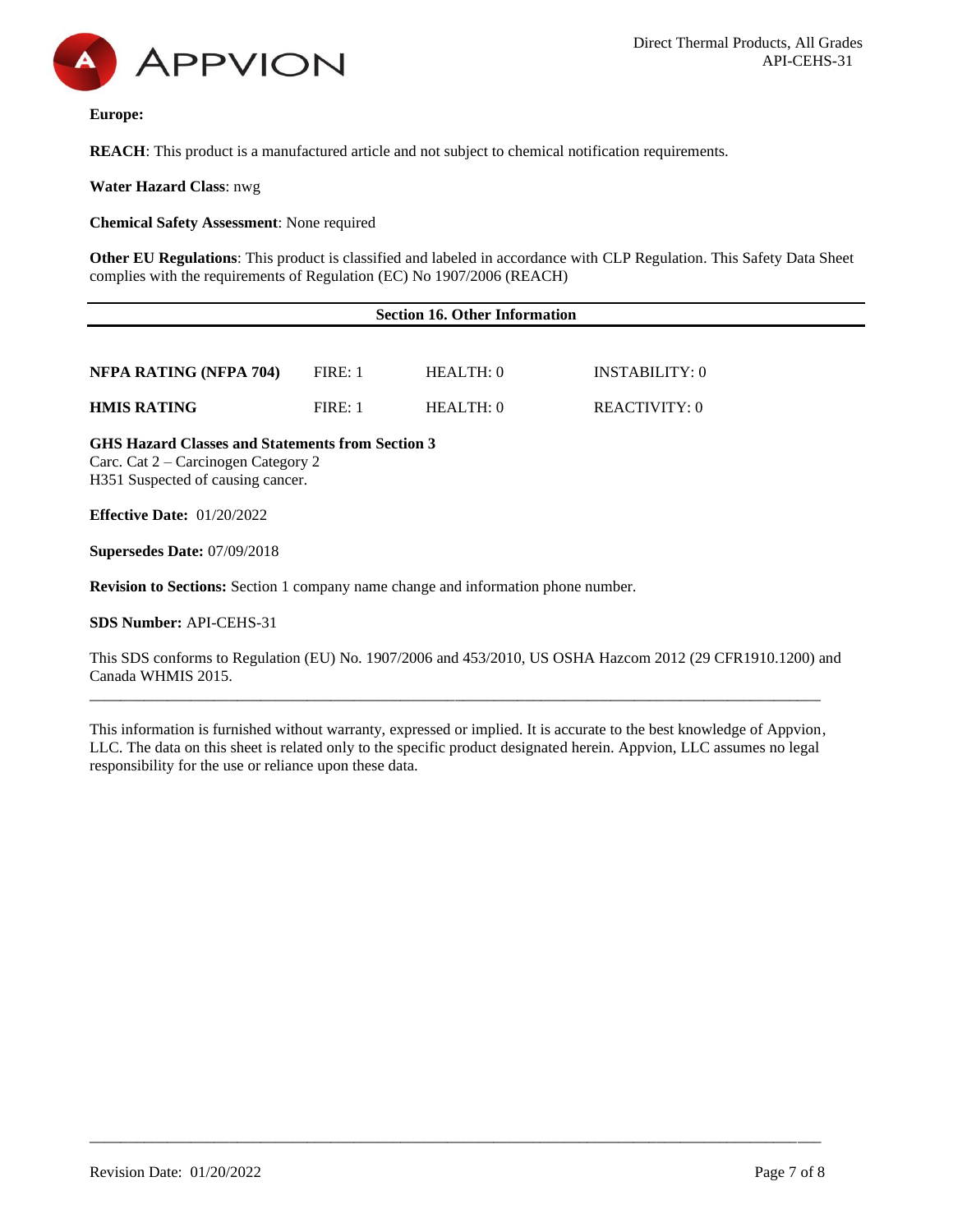**Europe:**

**REACH**: This product is a manufactured article and not subject to chemical notification requirements.

**Water Hazard Class**: nwg

**Chemical Safety Assessment**: None required

**Other EU Regulations**: This product is classified and labeled in accordance with CLP Regulation. This Safety Data Sheet complies with the requirements of Regulation (EC) No 1907/2006 (REACH)

## Section 16. Other Information

| | | | |
|---|---|---|---|
| **NFPA RATING (NFPA 704)** | FIRE: 1 | HEALTH: 0 | INSTABILITY: 0 |
| **HMIS RATING** | FIRE: 1 | HEALTH: 0 | REACTIVITY: 0 |

**GHS Hazard Classes and Statements from Section 3**
Carc. Cat 2 – Carcinogen Category 2
H351 Suspected of causing cancer.

**Effective Date:** 01/20/2022

**Supersedes Date:** 07/09/2018

**Revision to Sections:** Section 1 company name change and information phone number.

**SDS Number:** API-CEHS-31

This SDS conforms to Regulation (EU) No. 1907/2006 and 453/2010, US OSHA Hazcom 2012 (29 CFR1910.1200) and Canada WHMIS 2015.

---

This information is furnished without warranty, expressed or implied. It is accurate to the best knowledge of Appvion, LLC. The data on this sheet is related only to the specific product designated herein. Appvion, LLC assumes no legal responsibility for the use or reliance upon these data.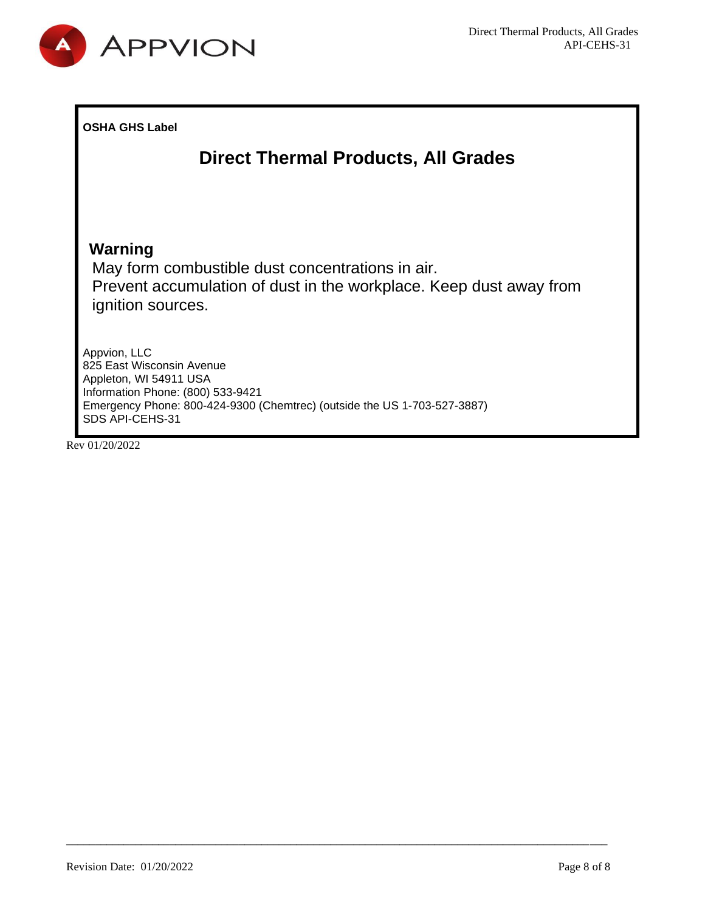**OSHA GHS Label**

## Direct Thermal Products, All Grades

**Warning**

May form combustible dust concentrations in air.
Prevent accumulation of dust in the workplace. Keep dust away from ignition sources.

Appvion, LLC
825 East Wisconsin Avenue
Appleton, WI 54911 USA
Information Phone: (800) 533-9421
Emergency Phone: 800-424-9300 (Chemtrec) (outside the US 1-703-527-3887)
SDS API-CEHS-31

Rev 01/20/2022